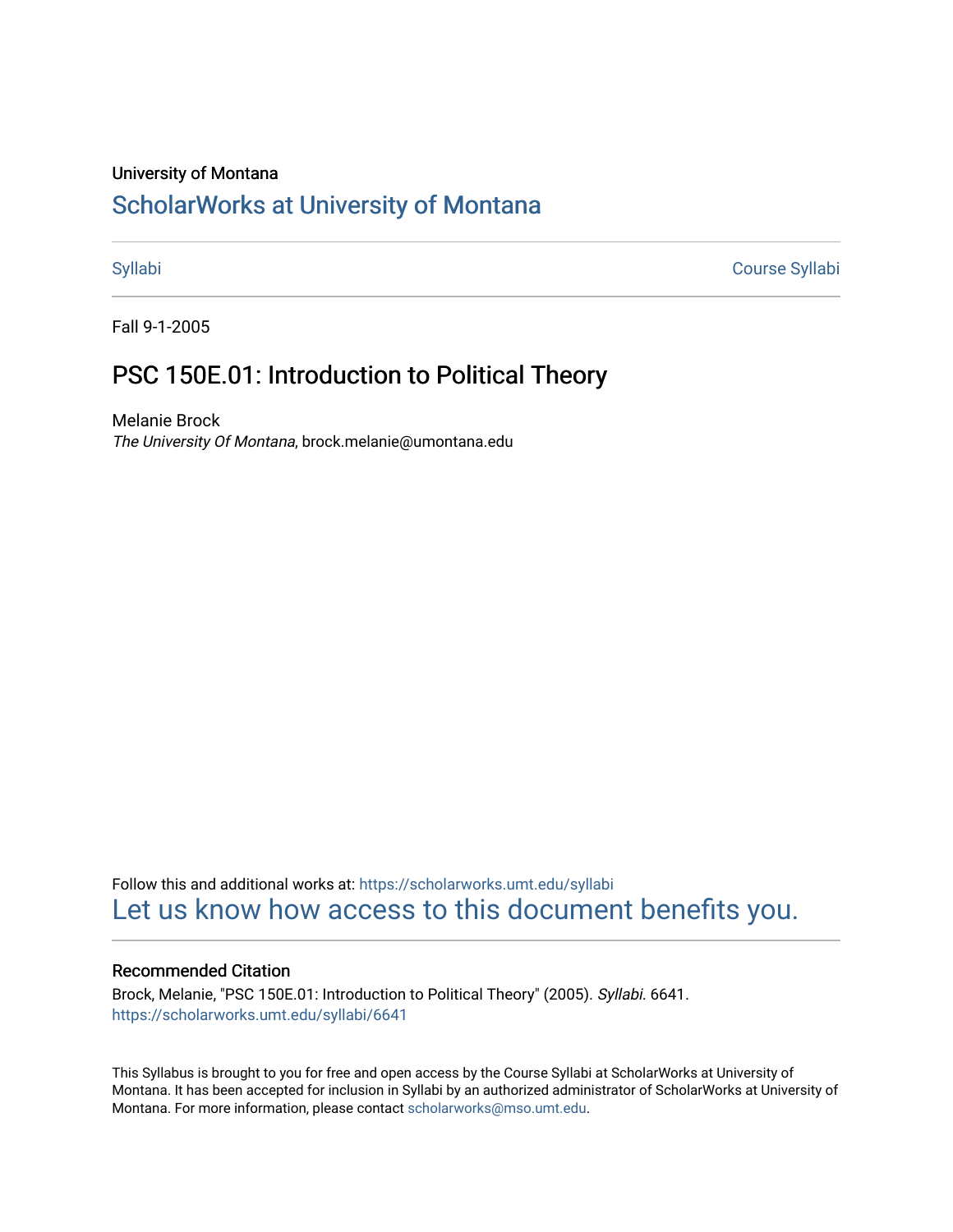University of Montana

# ScholarWorks at University of Montana

Syllabi | Course Syllabi

Fall 9-1-2005

## PSC 150E.01: Introduction to Political Theory

Melanie Brock
*The University Of Montana*, brock.melanie@umontana.edu

Follow this and additional works at: https://scholarworks.umt.edu/syllabi

Let us know how access to this document benefits you.

### Recommended Citation

Brock, Melanie, "PSC 150E.01: Introduction to Political Theory" (2005). *Syllabi*. 6641.
https://scholarworks.umt.edu/syllabi/6641

This Syllabus is brought to you for free and open access by the Course Syllabi at ScholarWorks at University of Montana. It has been accepted for inclusion in Syllabi by an authorized administrator of ScholarWorks at University of Montana. For more information, please contact scholarworks@mso.umt.edu.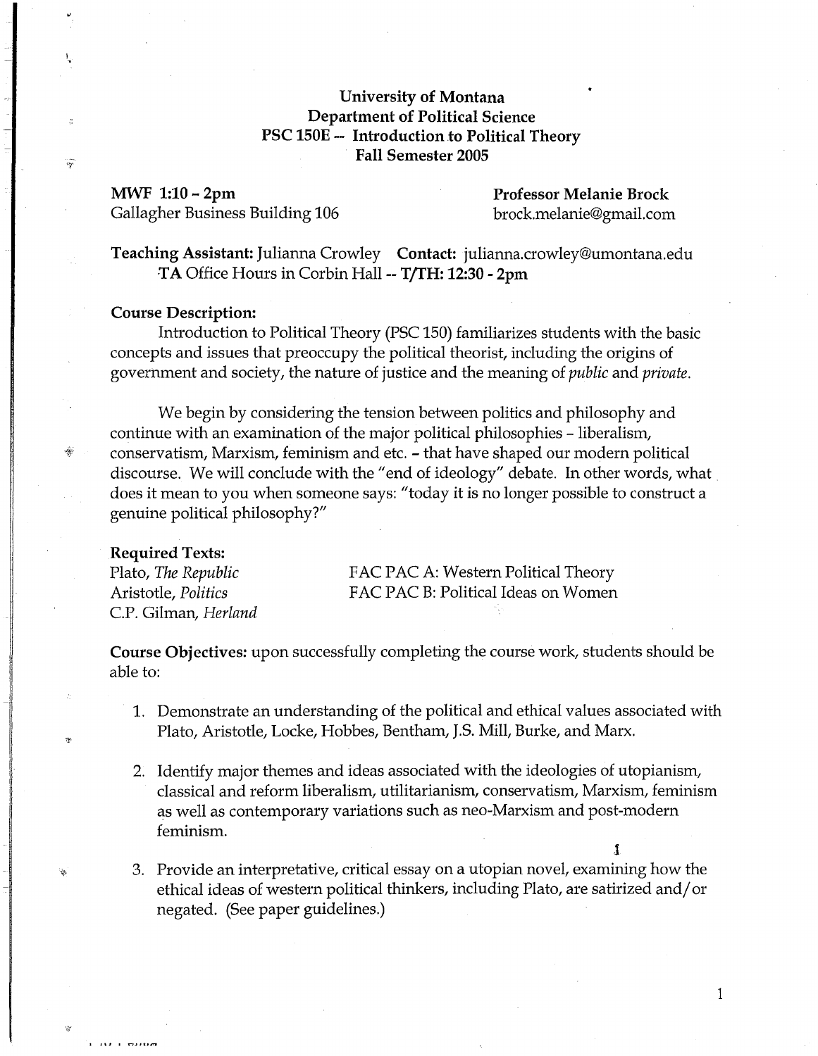# University of Montana
## Department of Political Science
## PSC 150E -- Introduction to Political Theory
## Fall Semester 2005

**MWF 1:10 - 2pm**
Gallagher Business Building 106

**Professor Melanie Brock**
brock.melanie@gmail.com

**Teaching Assistant:** Julianna Crowley **Contact:** julianna.crowley@umontana.edu
TA Office Hours in Corbin Hall -- **T/TH: 12:30 - 2pm**

**Course Description:**

Introduction to Political Theory (PSC 150) familiarizes students with the basic concepts and issues that preoccupy the political theorist, including the origins of government and society, the nature of justice and the meaning of *public* and *private*.

We begin by considering the tension between politics and philosophy and continue with an examination of the major political philosophies - liberalism, conservatism, Marxism, feminism and etc. - that have shaped our modern political discourse. We will conclude with the "end of ideology" debate. In other words, what does it mean to you when someone says: "today it is no longer possible to construct a genuine political philosophy?"

**Required Texts:**

Plato, *The Republic*
Aristotle, *Politics*
C.P. Gilman, *Herland*
FAC PAC A: Western Political Theory
FAC PAC B: Political Ideas on Women

**Course Objectives:** upon successfully completing the course work, students should be able to:

1. Demonstrate an understanding of the political and ethical values associated with Plato, Aristotle, Locke, Hobbes, Bentham, J.S. Mill, Burke, and Marx.
2. Identify major themes and ideas associated with the ideologies of utopianism, classical and reform liberalism, utilitarianism, conservatism, Marxism, feminism as well as contemporary variations such as neo-Marxism and post-modern feminism.
3. Provide an interpretative, critical essay on a utopian novel, examining how the ethical ideas of western political thinkers, including Plato, are satirized and/or negated. (See paper guidelines.)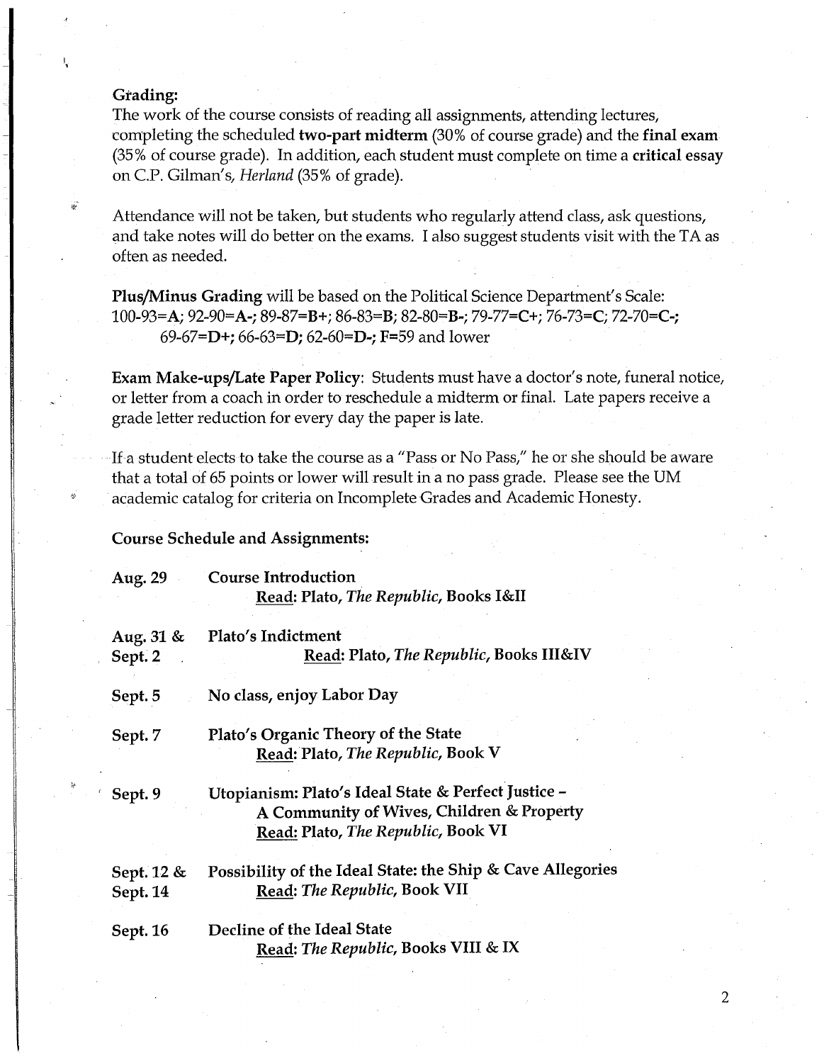**Grading:**
The work of the course consists of reading all assignments, attending lectures, completing the scheduled **two-part midterm** (30% of course grade) and the **final exam** (35% of course grade). In addition, each student must complete on time a **critical essay** on C.P. Gilman's, *Herland* (35% of grade).

Attendance will not be taken, but students who regularly attend class, ask questions, and take notes will do better on the exams. I also suggest students visit with the TA as often as needed.

**Plus/Minus Grading** will be based on the Political Science Department's Scale:
100-93=**A**; 92-90=**A-**; 89-87=**B+**; 86-83=**B**; 82-80=**B-**; 79-77=**C+**; 76-73=**C**; 72-70=**C-**; 69-67=**D+**; 66-63=**D**; 62-60=**D-**; **F**=59 and lower

**Exam Make-ups/Late Paper Policy**: Students must have a doctor's note, funeral notice, or letter from a coach in order to reschedule a midterm or final. Late papers receive a grade letter reduction for every day the paper is late.

If a student elects to take the course as a "Pass or No Pass," he or she should be aware that a total of 65 points or lower will result in a no pass grade. Please see the UM academic catalog for criteria on Incomplete Grades and Academic Honesty.

**Course Schedule and Assignments:**

**Aug. 29** — **Course Introduction**
**Read: Plato, *The Republic*, Books I&II**

**Aug. 31 & Sept. 2** — **Plato's Indictment**
**Read: Plato, *The Republic*, Books III&IV**

**Sept. 5** — **No class, enjoy Labor Day**

**Sept. 7** — **Plato's Organic Theory of the State**
**Read: Plato, *The Republic*, Book V**

**Sept. 9** — **Utopianism: Plato's Ideal State & Perfect Justice – A Community of Wives, Children & Property**
**Read: Plato, *The Republic*, Book VI**

**Sept. 12 & Sept. 14** — **Possibility of the Ideal State: the Ship & Cave Allegories**
**Read: *The Republic*, Book VII**

**Sept. 16** — **Decline of the Ideal State**
**Read: *The Republic*, Books VIII & IX**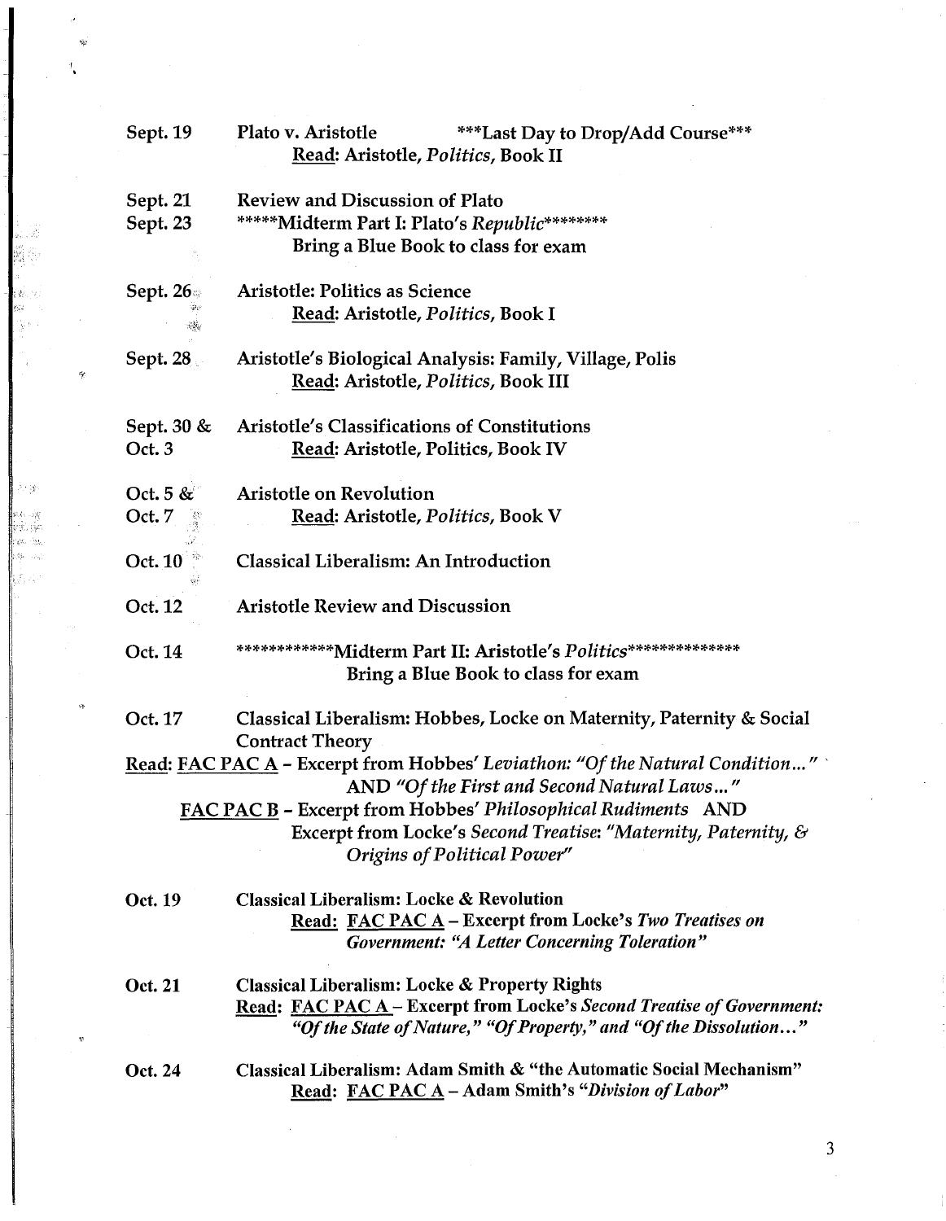| | |
|---|---|
| Sept. 19 | Plato v. Aristotle ***Last Day to Drop/Add Course***<br>Read: Aristotle, *Politics*, Book II |
| Sept. 21 | Review and Discussion of Plato |
| Sept. 23 | *****Midterm Part I: Plato's *Republic*********<br>Bring a Blue Book to class for exam |
| Sept. 26 | Aristotle: Politics as Science<br>Read: Aristotle, *Politics*, Book I |
| Sept. 28 | Aristotle's Biological Analysis: Family, Village, Polis<br>Read: Aristotle, *Politics*, Book III |
| Sept. 30 & Oct. 3 | Aristotle's Classifications of Constitutions<br>Read: Aristotle, Politics, Book IV |
| Oct. 5 & Oct. 7 | Aristotle on Revolution<br>Read: Aristotle, *Politics*, Book V |
| Oct. 10 | Classical Liberalism: An Introduction |
| Oct. 12 | Aristotle Review and Discussion |
| Oct. 14 | ************Midterm Part II: Aristotle's *Politics***************<br>Bring a Blue Book to class for exam |
| Oct. 17 | Classical Liberalism: Hobbes, Locke on Maternity, Paternity & Social Contract Theory |

Read: FAC PAC A - Excerpt from Hobbes' *Leviathon: "Of the Natural Condition…"* AND *"Of the First and Second Natural Laws…"*

FAC PAC B - Excerpt from Hobbes' *Philosophical Rudiments* AND Excerpt from Locke's *Second Treatise: "Maternity, Paternity, & Origins of Political Power"*

| | |
|---|---|
| Oct. 19 | Classical Liberalism: Locke & Revolution<br>Read: FAC PAC A – Excerpt from Locke's *Two Treatises on Government: "A Letter Concerning Toleration"* |
| Oct. 21 | Classical Liberalism: Locke & Property Rights<br>Read: FAC PAC A – Excerpt from Locke's *Second Treatise of Government: "Of the State of Nature," "Of Property," and "Of the Dissolution…"* |
| Oct. 24 | Classical Liberalism: Adam Smith & "the Automatic Social Mechanism"<br>Read: FAC PAC A – Adam Smith's *"Division of Labor"* |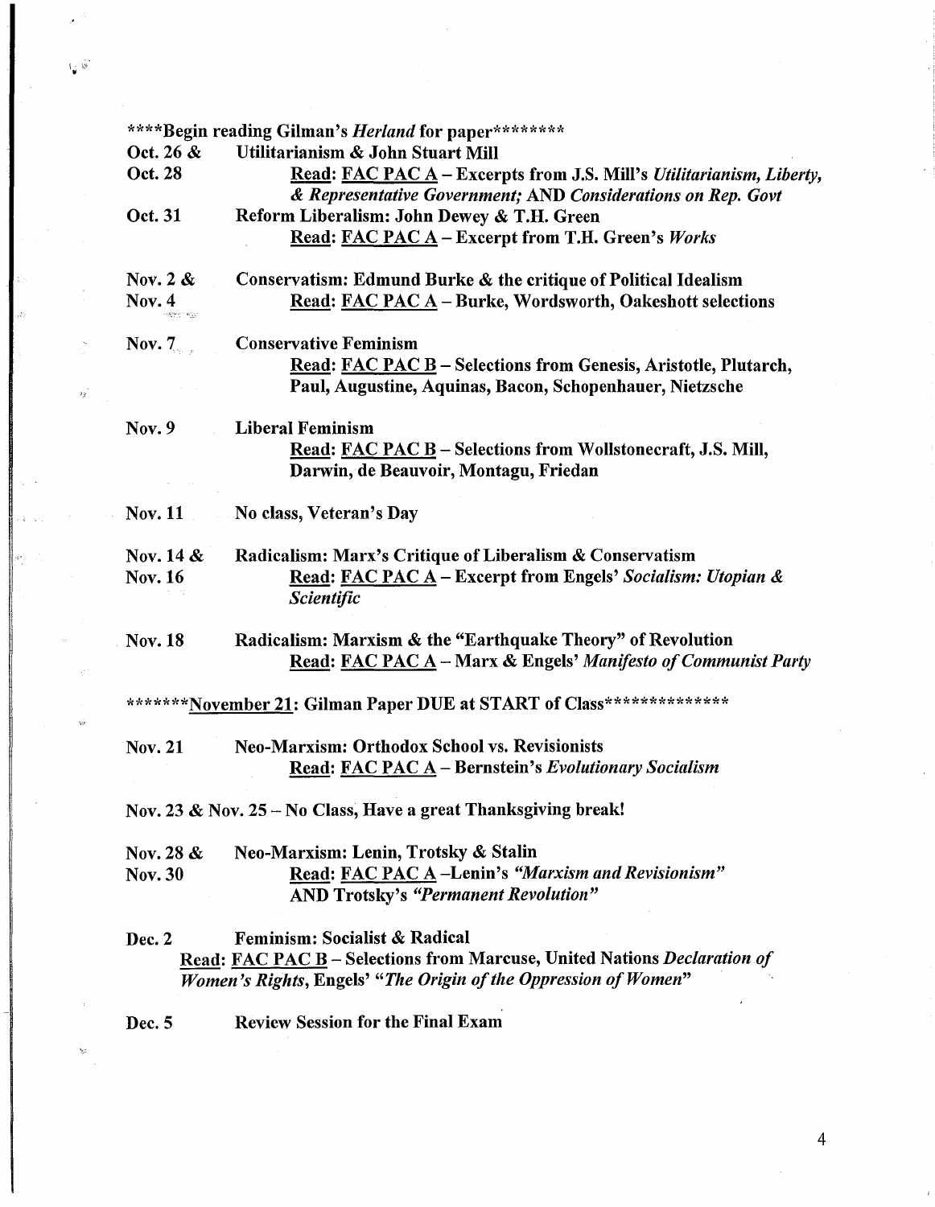**\*\*\*\*Begin reading Gilman's *Herland* for paper\*\*\*\*\*\*\*\***

| | |
|---|---|
| **Oct. 26 & Oct. 28** | **Utilitarianism & John Stuart Mill**<br>**<u>Read</u>: <u>FAC PAC A</u> – Excerpts from J.S. Mill's *Utilitarianism, Liberty, & Representative Government;* AND *Considerations on Rep. Govt*** |
| **Oct. 31** | **Reform Liberalism: John Dewey & T.H. Green**<br>**<u>Read</u>: <u>FAC PAC A</u> – Excerpt from T.H. Green's *Works*** |
| **Nov. 2 & Nov. 4** | **Conservatism: Edmund Burke & the critique of Political Idealism**<br>**<u>Read</u>: <u>FAC PAC A</u> – Burke, Wordsworth, Oakeshott selections** |
| **Nov. 7** | **Conservative Feminism**<br>**<u>Read</u>: <u>FAC PAC B</u> – Selections from Genesis, Aristotle, Plutarch, Paul, Augustine, Aquinas, Bacon, Schopenhauer, Nietzsche** |
| **Nov. 9** | **Liberal Feminism**<br>**<u>Read</u>: <u>FAC PAC B</u> – Selections from Wollstonecraft, J.S. Mill, Darwin, de Beauvoir, Montagu, Friedan** |
| **Nov. 11** | **No class, Veteran's Day** |
| **Nov. 14 & Nov. 16** | **Radicalism: Marx's Critique of Liberalism & Conservatism**<br>**<u>Read</u>: <u>FAC PAC A</u> – Excerpt from Engels' *Socialism: Utopian & Scientific*** |
| **Nov. 18** | **Radicalism: Marxism & the "Earthquake Theory" of Revolution**<br>**<u>Read</u>: <u>FAC PAC A</u> – Marx & Engels' *Manifesto of Communist Party*** |

**\*\*\*\*\*\*\*<u>November 21</u>: Gilman Paper DUE at START of Class\*\*\*\*\*\*\*\*\*\*\*\*\*\***

| | |
|---|---|
| **Nov. 21** | **Neo-Marxism: Orthodox School vs. Revisionists**<br>**<u>Read</u>: <u>FAC PAC A</u> – Bernstein's *Evolutionary Socialism*** |

**Nov. 23 & Nov. 25 – No Class, Have a great Thanksgiving break!**

| | |
|---|---|
| **Nov. 28 & Nov. 30** | **Neo-Marxism: Lenin, Trotsky & Stalin**<br>**<u>Read</u>: <u>FAC PAC A</u> –Lenin's *"Marxism and Revisionism"* AND Trotsky's *"Permanent Revolution"*** |
| **Dec. 2** | **Feminism: Socialist & Radical**<br>**<u>Read</u>: <u>FAC PAC B</u> – Selections from Marcuse, United Nations *Declaration of Women's Rights*, Engels' "*The Origin of the Oppression of Women*"** |
| **Dec. 5** | **Review Session for the Final Exam** |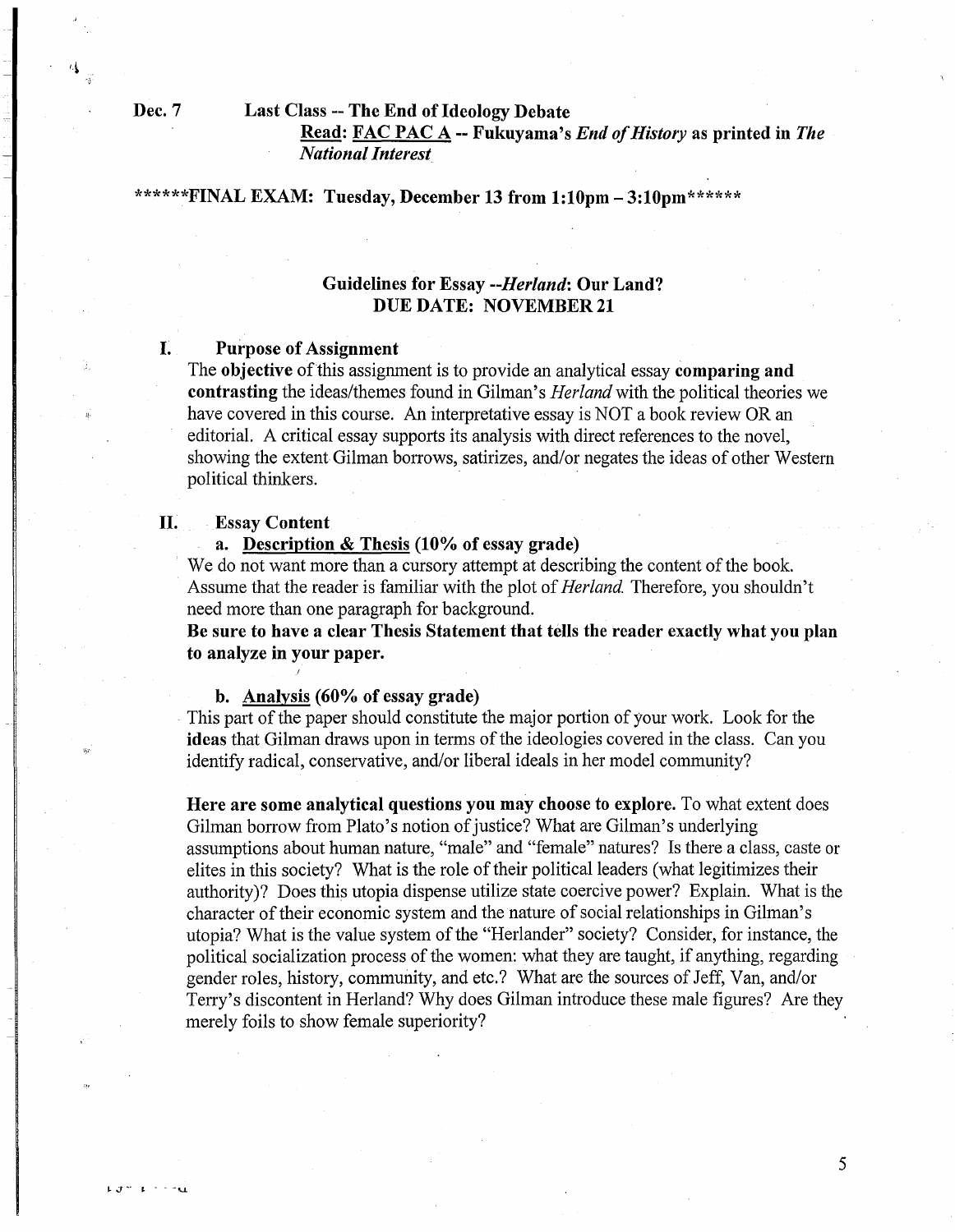**Dec. 7** **Last Class -- The End of Ideology Debate**
**Read: FAC PAC A -- Fukuyama's *End of History* as printed in *The National Interest***

**\*\*\*\*\*\*FINAL EXAM: Tuesday, December 13 from 1:10pm – 3:10pm\*\*\*\*\*\***

## Guidelines for Essay --*Herland*: Our Land?
## DUE DATE: NOVEMBER 21

### I. Purpose of Assignment

The **objective** of this assignment is to provide an analytical essay **comparing and contrasting** the ideas/themes found in Gilman's *Herland* with the political theories we have covered in this course. An interpretative essay is NOT a book review OR an editorial. A critical essay supports its analysis with direct references to the novel, showing the extent Gilman borrows, satirizes, and/or negates the ideas of other Western political thinkers.

### II. Essay Content

**a. Description & Thesis (10% of essay grade)**

We do not want more than a cursory attempt at describing the content of the book. Assume that the reader is familiar with the plot of *Herland*. Therefore, you shouldn't need more than one paragraph for background.

**Be sure to have a clear Thesis Statement that tells the reader exactly what you plan to analyze in your paper.**

**b. Analysis (60% of essay grade)**

This part of the paper should constitute the major portion of your work. Look for the **ideas** that Gilman draws upon in terms of the ideologies covered in the class. Can you identify radical, conservative, and/or liberal ideals in her model community?

**Here are some analytical questions you may choose to explore.** To what extent does Gilman borrow from Plato's notion of justice? What are Gilman's underlying assumptions about human nature, "male" and "female" natures? Is there a class, caste or elites in this society? What is the role of their political leaders (what legitimizes their authority)? Does this utopia dispense utilize state coercive power? Explain. What is the character of their economic system and the nature of social relationships in Gilman's utopia? What is the value system of the "Herlander" society? Consider, for instance, the political socialization process of the women: what they are taught, if anything, regarding gender roles, history, community, and etc.? What are the sources of Jeff, Van, and/or Terry's discontent in Herland? Why does Gilman introduce these male figures? Are they merely foils to show female superiority?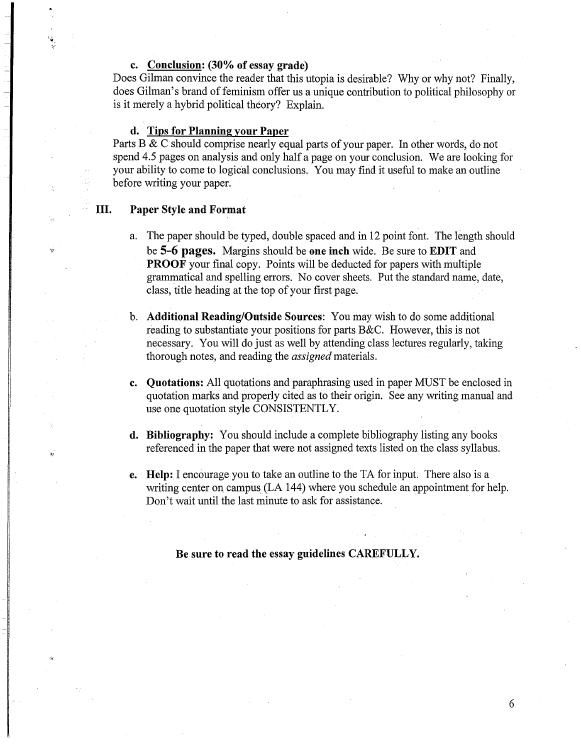### c. Conclusion: (30% of essay grade)

Does Gilman convince the reader that this utopia is desirable? Why or why not? Finally, does Gilman's brand of feminism offer us a unique contribution to political philosophy or is it merely a hybrid political theory? Explain.

### d. Tips for Planning your Paper

Parts B & C should comprise nearly equal parts of your paper. In other words, do not spend 4.5 pages on analysis and only half a page on your conclusion. We are looking for your ability to come to logical conclusions. You may find it useful to make an outline before writing your paper.

## III. Paper Style and Format

a. The paper should be typed, double spaced and in 12 point font. The length should be **5-6 pages.** Margins should be **one inch** wide. Be sure to **EDIT** and **PROOF** your final copy. Points will be deducted for papers with multiple grammatical and spelling errors. No cover sheets. Put the standard name, date, class, title heading at the top of your first page.

b. **Additional Reading/Outside Sources**: You may wish to do some additional reading to substantiate your positions for parts B&C. However, this is not necessary. You will do just as well by attending class lectures regularly, taking thorough notes, and reading the *assigned* materials.

c. **Quotations:** All quotations and paraphrasing used in paper MUST be enclosed in quotation marks and properly cited as to their origin. See any writing manual and use one quotation style CONSISTENTLY.

d. **Bibliography:** You should include a complete bibliography listing any books referenced in the paper that were not assigned texts listed on the class syllabus.

e. **Help:** I encourage you to take an outline to the TA for input. There also is a writing center on campus (LA 144) where you schedule an appointment for help. Don't wait until the last minute to ask for assistance.

**Be sure to read the essay guidelines CAREFULLY.**